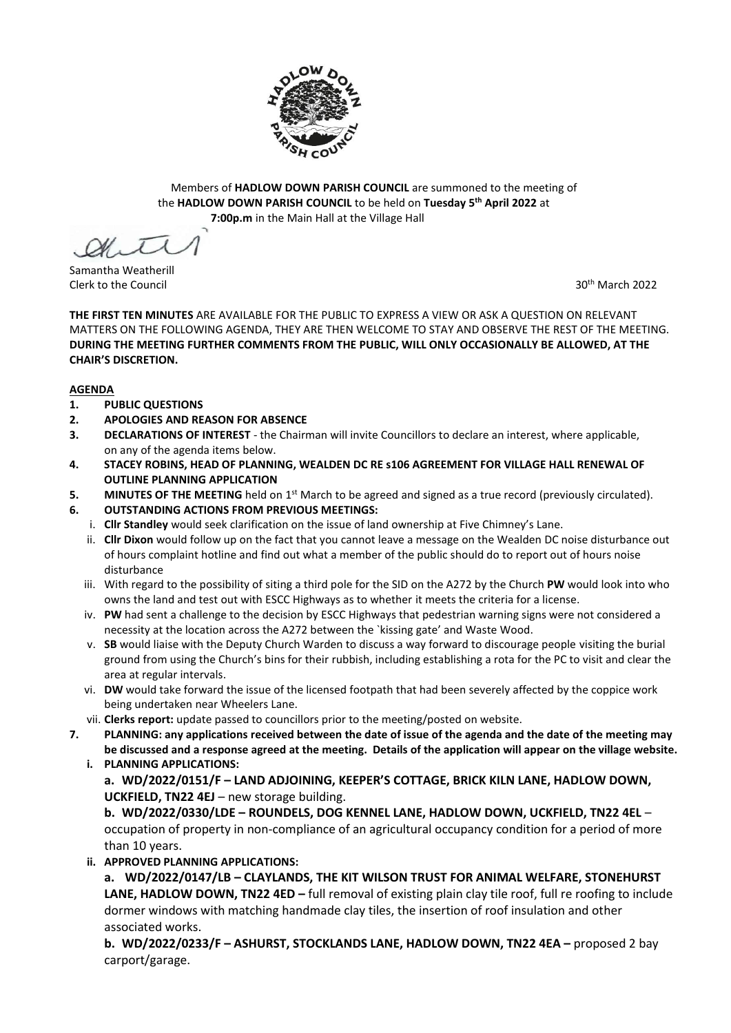Members of **HADLOW DOWN PARISH COUNCIL** are summoned to the meeting of the **HADLOW DOWN PARISH COUNCIL** to be held on **Tuesday 5th April 2022** at **7:00p.m** in the Main Hall at the Village Hall

Samantha Weatherill
Clerk to the Council

30th March 2022

**THE FIRST TEN MINUTES** ARE AVAILABLE FOR THE PUBLIC TO EXPRESS A VIEW OR ASK A QUESTION ON RELEVANT MATTERS ON THE FOLLOWING AGENDA, THEY ARE THEN WELCOME TO STAY AND OBSERVE THE REST OF THE MEETING. **DURING THE MEETING FURTHER COMMENTS FROM THE PUBLIC, WILL ONLY OCCASIONALLY BE ALLOWED, AT THE CHAIR'S DISCRETION.**

**AGENDA**

1. **PUBLIC QUESTIONS**
2. **APOLOGIES AND REASON FOR ABSENCE**
3. **DECLARATIONS OF INTEREST** - the Chairman will invite Councillors to declare an interest, where applicable, on any of the agenda items below.
4. **STACEY ROBINS, HEAD OF PLANNING, WEALDEN DC RE s106 AGREEMENT FOR VILLAGE HALL RENEWAL OF OUTLINE PLANNING APPLICATION**
5. **MINUTES OF THE MEETING** held on 1st March to be agreed and signed as a true record (previously circulated).
6. **OUTSTANDING ACTIONS FROM PREVIOUS MEETINGS:**
   i. **Cllr Standley** would seek clarification on the issue of land ownership at Five Chimney's Lane.
   ii. **Cllr Dixon** would follow up on the fact that you cannot leave a message on the Wealden DC noise disturbance out of hours complaint hotline and find out what a member of the public should do to report out of hours noise disturbance
   iii. With regard to the possibility of siting a third pole for the SID on the A272 by the Church **PW** would look into who owns the land and test out with ESCC Highways as to whether it meets the criteria for a license.
   iv. **PW** had sent a challenge to the decision by ESCC Highways that pedestrian warning signs were not considered a necessity at the location across the A272 between the `kissing gate' and Waste Wood.
   v. **SB** would liaise with the Deputy Church Warden to discuss a way forward to discourage people visiting the burial ground from using the Church's bins for their rubbish, including establishing a rota for the PC to visit and clear the area at regular intervals.
   vi. **DW** would take forward the issue of the licensed footpath that had been severely affected by the coppice work being undertaken near Wheelers Lane.
   vii. **Clerks report:** update passed to councillors prior to the meeting/posted on website.
7. **PLANNING: any applications received between the date of issue of the agenda and the date of the meeting may be discussed and a response agreed at the meeting. Details of the application will appear on the village website.**
   i. **PLANNING APPLICATIONS:**

      **a. WD/2022/0151/F – LAND ADJOINING, KEEPER'S COTTAGE, BRICK KILN LANE, HADLOW DOWN, UCKFIELD, TN22 4EJ** – new storage building.

      **b. WD/2022/0330/LDE – ROUNDELS, DOG KENNEL LANE, HADLOW DOWN, UCKFIELD, TN22 4EL** – occupation of property in non-compliance of an agricultural occupancy condition for a period of more than 10 years.

   ii. **APPROVED PLANNING APPLICATIONS:**

      **a. WD/2022/0147/LB – CLAYLANDS, THE KIT WILSON TRUST FOR ANIMAL WELFARE, STONEHURST LANE, HADLOW DOWN, TN22 4ED –** full removal of existing plain clay tile roof, full re roofing to include dormer windows with matching handmade clay tiles, the insertion of roof insulation and other associated works.

      **b. WD/2022/0233/F – ASHURST, STOCKLANDS LANE, HADLOW DOWN, TN22 4EA –** proposed 2 bay carport/garage.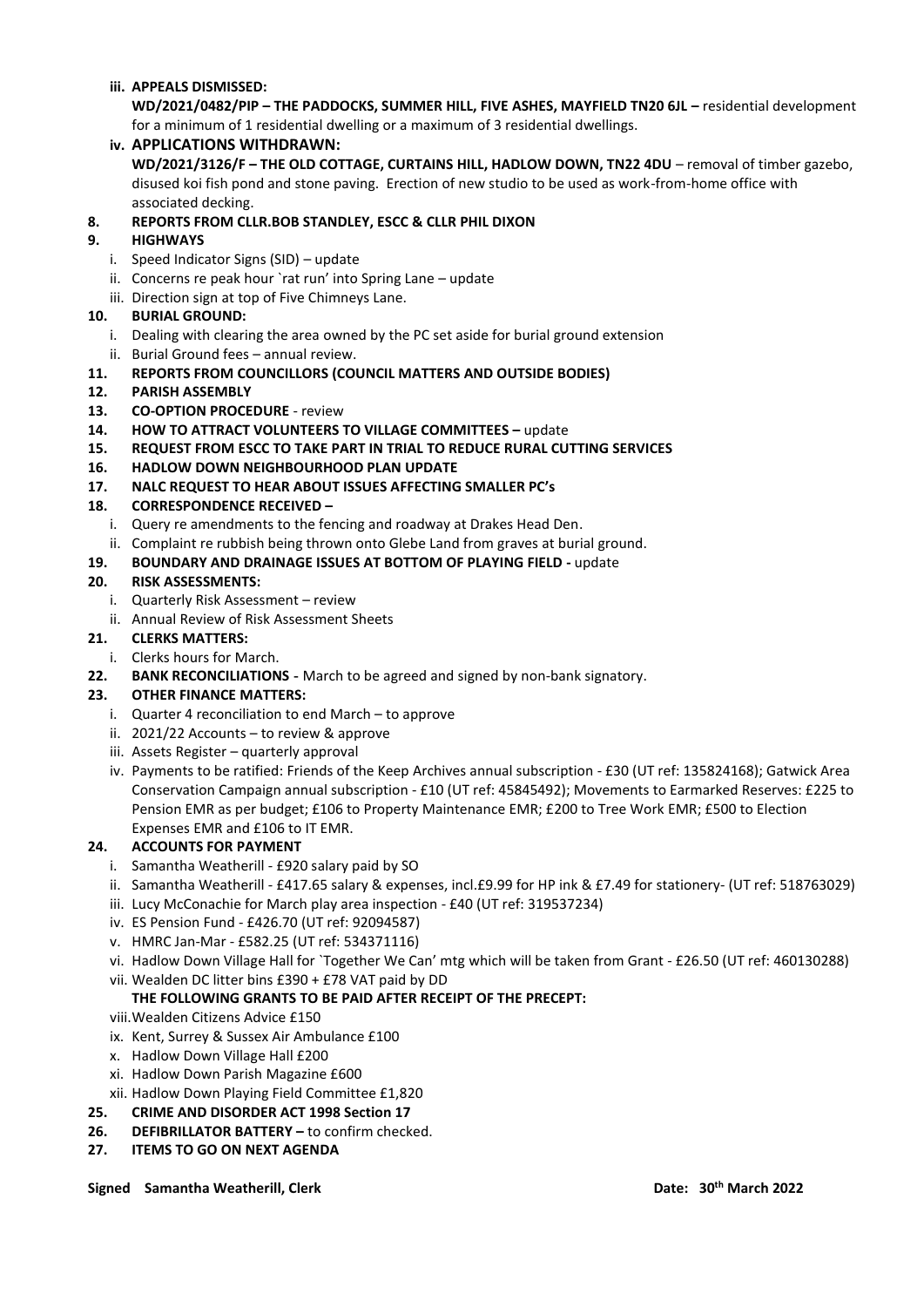- **iii. APPEALS DISMISSED:**

  **WD/2021/0482/PIP – THE PADDOCKS, SUMMER HILL, FIVE ASHES, MAYFIELD TN20 6JL –** residential development for a minimum of 1 residential dwelling or a maximum of 3 residential dwellings.

- **iv. APPLICATIONS WITHDRAWN:**

  **WD/2021/3126/F – THE OLD COTTAGE, CURTAINS HILL, HADLOW DOWN, TN22 4DU** – removal of timber gazebo, disused koi fish pond and stone paving. Erection of new studio to be used as work-from-home office with associated decking.

**8. REPORTS FROM CLLR.BOB STANDLEY, ESCC & CLLR PHIL DIXON**

**9. HIGHWAYS**

- i. Speed Indicator Signs (SID) – update
- ii. Concerns re peak hour `rat run' into Spring Lane – update
- iii. Direction sign at top of Five Chimneys Lane.

**10. BURIAL GROUND:**

- i. Dealing with clearing the area owned by the PC set aside for burial ground extension
- ii. Burial Ground fees – annual review.

**11. REPORTS FROM COUNCILLORS (COUNCIL MATTERS AND OUTSIDE BODIES)**

**12. PARISH ASSEMBLY**

**13. CO-OPTION PROCEDURE** - review

**14. HOW TO ATTRACT VOLUNTEERS TO VILLAGE COMMITTEES –** update

**15. REQUEST FROM ESCC TO TAKE PART IN TRIAL TO REDUCE RURAL CUTTING SERVICES**

**16. HADLOW DOWN NEIGHBOURHOOD PLAN UPDATE**

**17. NALC REQUEST TO HEAR ABOUT ISSUES AFFECTING SMALLER PC's**

**18. CORRESPONDENCE RECEIVED –**

- i. Query re amendments to the fencing and roadway at Drakes Head Den.
- ii. Complaint re rubbish being thrown onto Glebe Land from graves at burial ground.

**19. BOUNDARY AND DRAINAGE ISSUES AT BOTTOM OF PLAYING FIELD -** update

**20. RISK ASSESSMENTS:**

- i. Quarterly Risk Assessment – review
- ii. Annual Review of Risk Assessment Sheets

**21. CLERKS MATTERS:**

- i. Clerks hours for March.

**22. BANK RECONCILIATIONS -** March to be agreed and signed by non-bank signatory.

**23. OTHER FINANCE MATTERS:**

- i. Quarter 4 reconciliation to end March – to approve
- ii. 2021/22 Accounts – to review & approve
- iii. Assets Register – quarterly approval
- iv. Payments to be ratified: Friends of the Keep Archives annual subscription - £30 (UT ref: 135824168); Gatwick Area Conservation Campaign annual subscription - £10 (UT ref: 45845492); Movements to Earmarked Reserves: £225 to Pension EMR as per budget; £106 to Property Maintenance EMR; £200 to Tree Work EMR; £500 to Election Expenses EMR and £106 to IT EMR.

**24. ACCOUNTS FOR PAYMENT**

- i. Samantha Weatherill - £920 salary paid by SO
- ii. Samantha Weatherill - £417.65 salary & expenses, incl.£9.99 for HP ink & £7.49 for stationery- (UT ref: 518763029)
- iii. Lucy McConachie for March play area inspection - £40 (UT ref: 319537234)
- iv. ES Pension Fund - £426.70 (UT ref: 92094587)
- v. HMRC Jan-Mar - £582.25 (UT ref: 534371116)
- vi. Hadlow Down Village Hall for `Together We Can' mtg which will be taken from Grant - £26.50 (UT ref: 460130288)
- vii. Wealden DC litter bins £390 + £78 VAT paid by DD

**THE FOLLOWING GRANTS TO BE PAID AFTER RECEIPT OF THE PRECEPT:**

- viii. Wealden Citizens Advice £150
- ix. Kent, Surrey & Sussex Air Ambulance £100
- x. Hadlow Down Village Hall £200
- xi. Hadlow Down Parish Magazine £600
- xii. Hadlow Down Playing Field Committee £1,820

**25. CRIME AND DISORDER ACT 1998 Section 17**

**26. DEFIBRILLATOR BATTERY –** to confirm checked.

**27. ITEMS TO GO ON NEXT AGENDA**

**Signed Samantha Weatherill, Clerk** **Date: 30th March 2022**